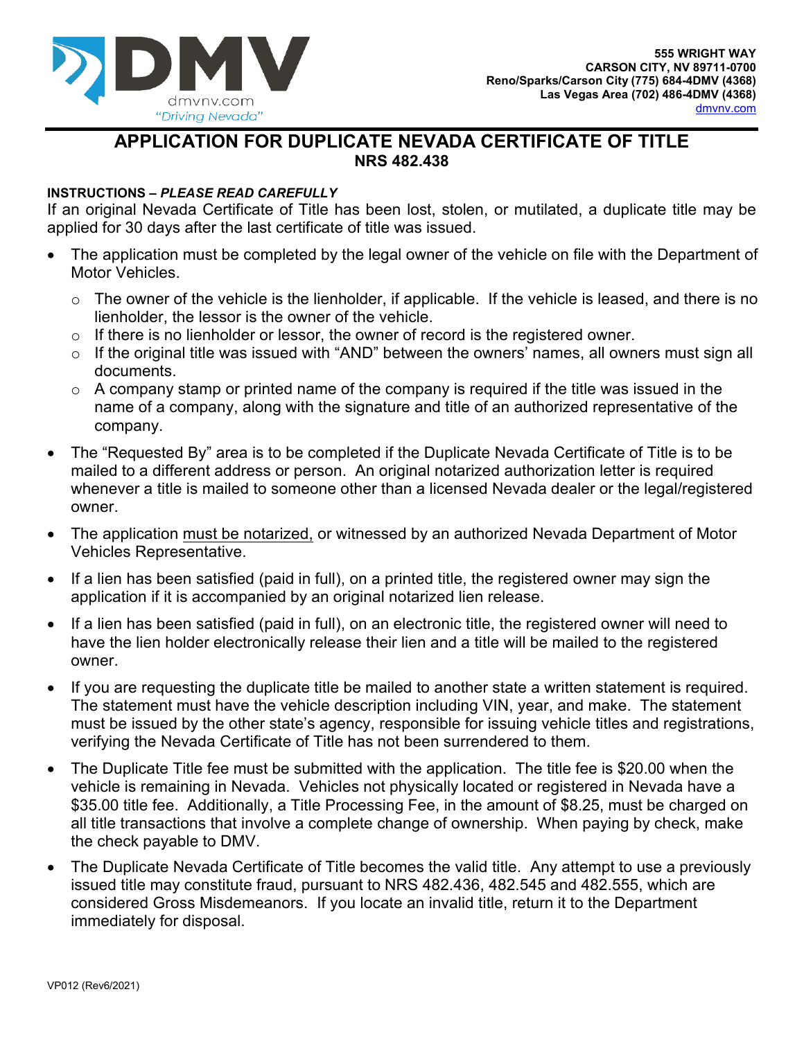DMV

dmvnv.com

"Driving Nevada"

555 WRIGHT WAY
CARSON CITY, NV 89711-0700
Reno/Sparks/Carson City (775) 684-4DMV (4368)
Las Vegas Area (702) 486-4DMV (4368)
dmvnv.com

# APPLICATION FOR DUPLICATE NEVADA CERTIFICATE OF TITLE

## NRS 482.438

**INSTRUCTIONS – *PLEASE READ CAREFULLY***

If an original Nevada Certificate of Title has been lost, stolen, or mutilated, a duplicate title may be applied for 30 days after the last certificate of title was issued.

- The application must be completed by the legal owner of the vehicle on file with the Department of Motor Vehicles.
  - The owner of the vehicle is the lienholder, if applicable. If the vehicle is leased, and there is no lienholder, the lessor is the owner of the vehicle.
  - If there is no lienholder or lessor, the owner of record is the registered owner.
  - If the original title was issued with "AND" between the owners' names, all owners must sign all documents.
  - A company stamp or printed name of the company is required if the title was issued in the name of a company, along with the signature and title of an authorized representative of the company.
- The "Requested By" area is to be completed if the Duplicate Nevada Certificate of Title is to be mailed to a different address or person. An original notarized authorization letter is required whenever a title is mailed to someone other than a licensed Nevada dealer or the legal/registered owner.
- The application must be notarized, or witnessed by an authorized Nevada Department of Motor Vehicles Representative.
- If a lien has been satisfied (paid in full), on a printed title, the registered owner may sign the application if it is accompanied by an original notarized lien release.
- If a lien has been satisfied (paid in full), on an electronic title, the registered owner will need to have the lien holder electronically release their lien and a title will be mailed to the registered owner.
- If you are requesting the duplicate title be mailed to another state a written statement is required. The statement must have the vehicle description including VIN, year, and make. The statement must be issued by the other state's agency, responsible for issuing vehicle titles and registrations, verifying the Nevada Certificate of Title has not been surrendered to them.
- The Duplicate Title fee must be submitted with the application. The title fee is $20.00 when the vehicle is remaining in Nevada. Vehicles not physically located or registered in Nevada have a $35.00 title fee. Additionally, a Title Processing Fee, in the amount of $8.25, must be charged on all title transactions that involve a complete change of ownership. When paying by check, make the check payable to DMV.
- The Duplicate Nevada Certificate of Title becomes the valid title. Any attempt to use a previously issued title may constitute fraud, pursuant to NRS 482.436, 482.545 and 482.555, which are considered Gross Misdemeanors. If you locate an invalid title, return it to the Department immediately for disposal.

VP012 (Rev6/2021)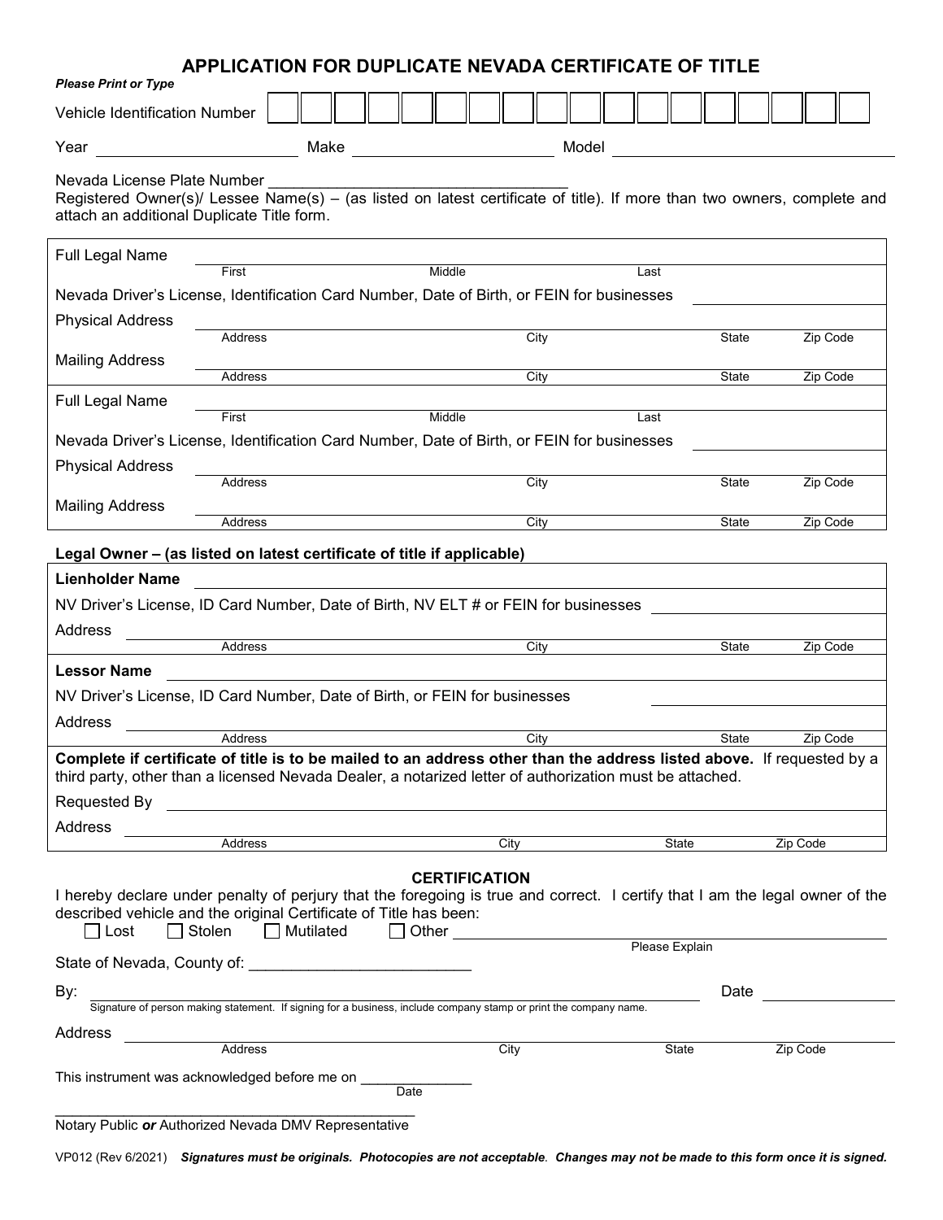# APPLICATION FOR DUPLICATE NEVADA CERTIFICATE OF TITLE

***Please Print or Type***

Vehicle Identification Number | | | | | | | | | | | | | | | | | |

Year ______________________ Make ______________________ Model ______________________

Nevada License Plate Number ________________________________

Registered Owner(s)/ Lessee Name(s) – (as listed on latest certificate of title). If more than two owners, complete and attach an additional Duplicate Title form.

| | | | | |
|---|---|---|---|---|
| Full Legal Name | First | Middle | Last | |
| Nevada Driver's License, Identification Card Number, Date of Birth, or FEIN for businesses | | | | |
| Physical Address | Address | City | State | Zip Code |
| Mailing Address | Address | City | State | Zip Code |
| Full Legal Name | First | Middle | Last | |
| Nevada Driver's License, Identification Card Number, Date of Birth, or FEIN for businesses | | | | |
| Physical Address | Address | City | State | Zip Code |
| Mailing Address | Address | City | State | Zip Code |

**Legal Owner – (as listed on latest certificate of title if applicable)**

| | | | | |
|---|---|---|---|---|
| **Lienholder Name** | | | | |
| NV Driver's License, ID Card Number, Date of Birth, NV ELT # or FEIN for businesses | | | | |
| Address | Address | City | State | Zip Code |
| **Lessor Name** | | | | |
| NV Driver's License, ID Card Number, Date of Birth, or FEIN for businesses | | | | |
| Address | Address | City | State | Zip Code |

**Complete if certificate of title is to be mailed to an address other than the address listed above.** If requested by a third party, other than a licensed Nevada Dealer, a notarized letter of authorization must be attached.

| | | | | |
|---|---|---|---|---|
| Requested By | | | | |
| Address | Address | City | State | Zip Code |

## CERTIFICATION

I hereby declare under penalty of perjury that the foregoing is true and correct. I certify that I am the legal owner of the described vehicle and the original Certificate of Title has been:

☐ Lost ☐ Stolen ☐ Mutilated ☐ Other ______________________ (Please Explain)

State of Nevada, County of: __________________________

By: ________________________________________ Date ______________

Signature of person making statement. If signing for a business, include company stamp or print the company name.

Address ________________________________________
Address City State Zip Code

This instrument was acknowledged before me on ______________ (Date)

_____________________________________________
Notary Public *or* Authorized Nevada DMV Representative

VP012 (Rev 6/2021) ***Signatures must be originals. Photocopies are not acceptable. Changes may not be made to this form once it is signed.***